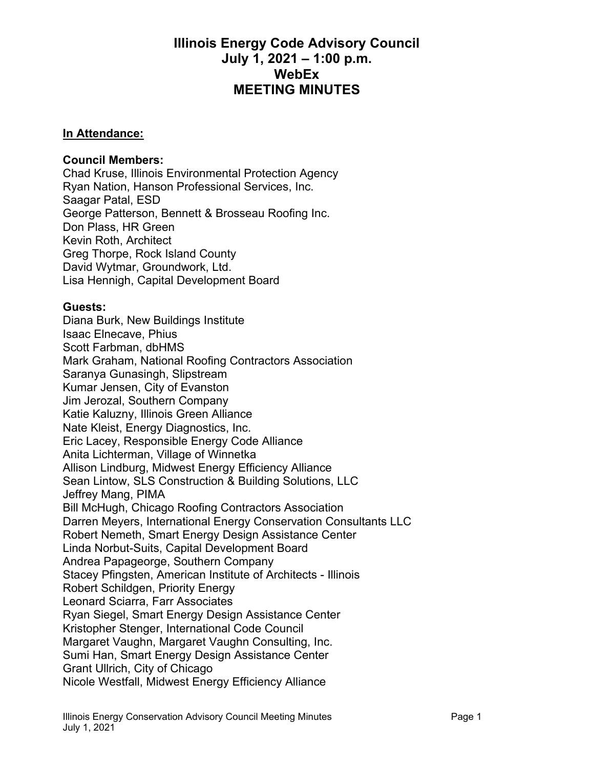# Illinois Energy Code Advisory Council
# July 1, 2021 – 1:00 p.m.
# WebEx
# MEETING MINUTES

**In Attendance:**

**Council Members:**
Chad Kruse, Illinois Environmental Protection Agency
Ryan Nation, Hanson Professional Services, Inc.
Saagar Patal, ESD
George Patterson, Bennett & Brosseau Roofing Inc.
Don Plass, HR Green
Kevin Roth, Architect
Greg Thorpe, Rock Island County
David Wytmar, Groundwork, Ltd.
Lisa Hennigh, Capital Development Board

**Guests:**
Diana Burk, New Buildings Institute
Isaac Elnecave, Phius
Scott Farbman, dbHMS
Mark Graham, National Roofing Contractors Association
Saranya Gunasingh, Slipstream
Kumar Jensen, City of Evanston
Jim Jerozal, Southern Company
Katie Kaluzny, Illinois Green Alliance
Nate Kleist, Energy Diagnostics, Inc.
Eric Lacey, Responsible Energy Code Alliance
Anita Lichterman, Village of Winnetka
Allison Lindburg, Midwest Energy Efficiency Alliance
Sean Lintow, SLS Construction & Building Solutions, LLC
Jeffrey Mang, PIMA
Bill McHugh, Chicago Roofing Contractors Association
Darren Meyers, International Energy Conservation Consultants LLC
Robert Nemeth, Smart Energy Design Assistance Center
Linda Norbut-Suits, Capital Development Board
Andrea Papageorge, Southern Company
Stacey Pfingsten, American Institute of Architects - Illinois
Robert Schildgen, Priority Energy
Leonard Sciarra, Farr Associates
Ryan Siegel, Smart Energy Design Assistance Center
Kristopher Stenger, International Code Council
Margaret Vaughn, Margaret Vaughn Consulting, Inc.
Sumi Han, Smart Energy Design Assistance Center
Grant Ullrich, City of Chicago
Nicole Westfall, Midwest Energy Efficiency Alliance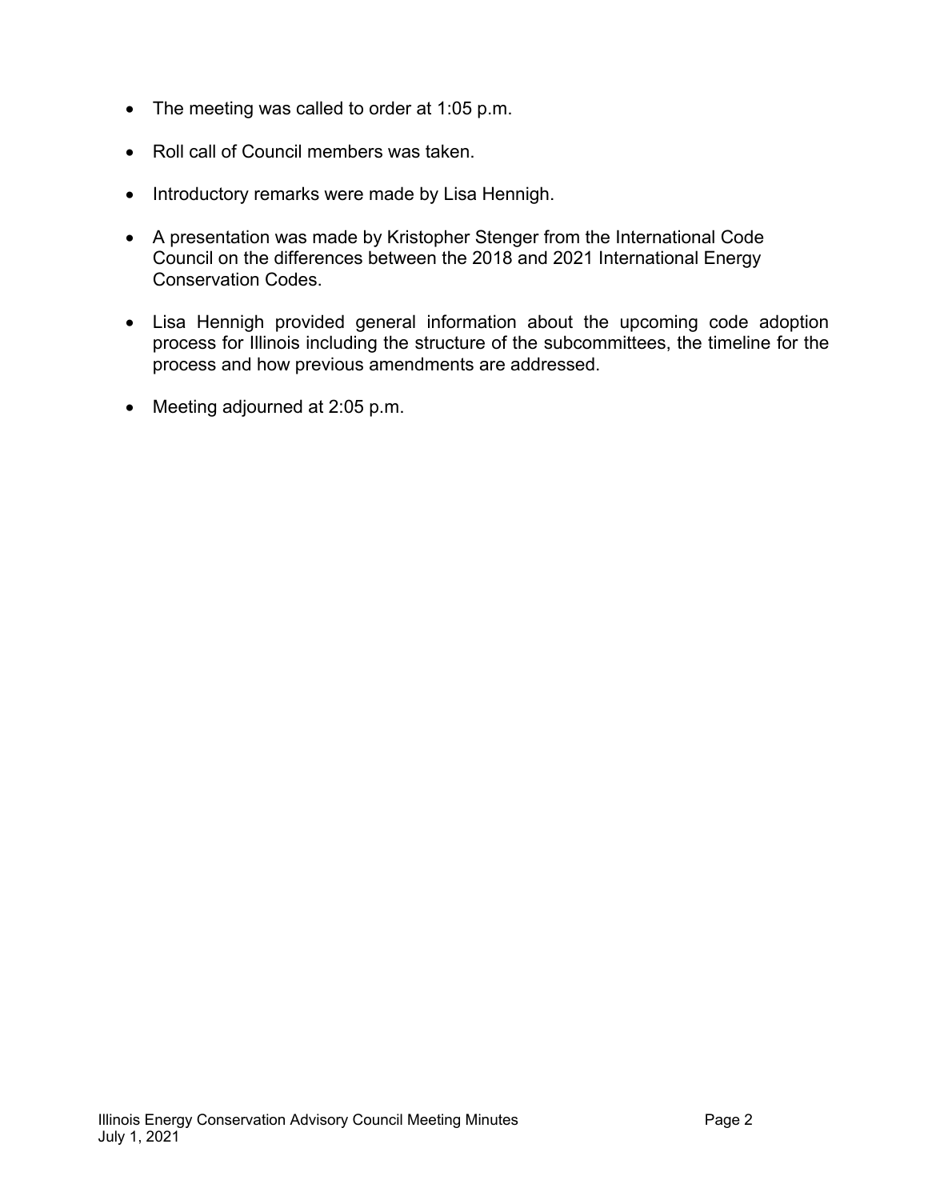- The meeting was called to order at 1:05 p.m.

- Roll call of Council members was taken.

- Introductory remarks were made by Lisa Hennigh.

- A presentation was made by Kristopher Stenger from the International Code Council on the differences between the 2018 and 2021 International Energy Conservation Codes.

- Lisa Hennigh provided general information about the upcoming code adoption process for Illinois including the structure of the subcommittees, the timeline for the process and how previous amendments are addressed.

- Meeting adjourned at 2:05 p.m.